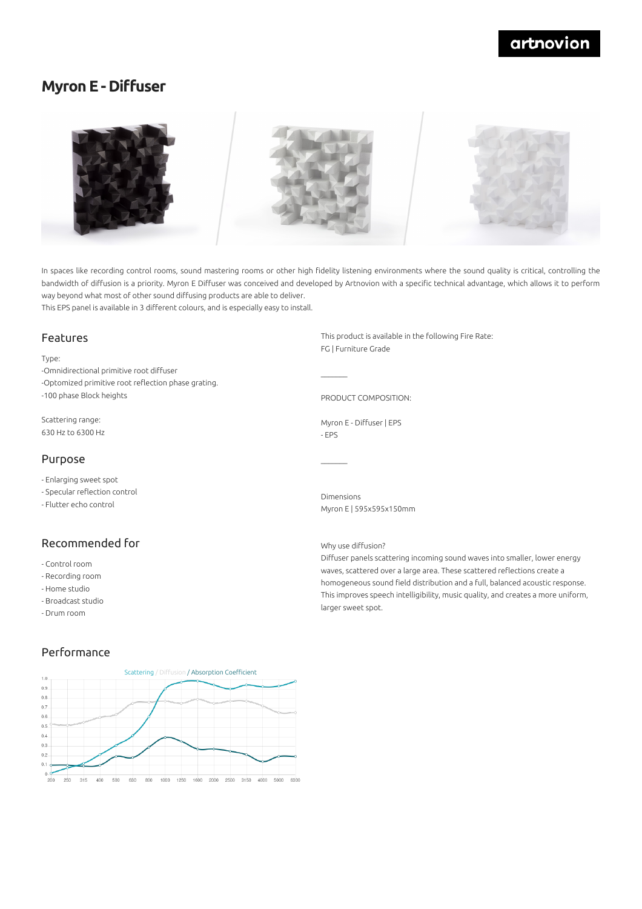# Myron E - Diffuser

In spaces like recording control rooms, sound mastering rooms or other high fidelity listening environments where the sound quality is critical, controlling the bandwidth of diffusion is a priority. Myron E Diffuser was conceived and developed by Artnovion with a specific technical advantage, which allows it to perform way beyond what most of other sound diffusing products are able to deliver.
This EPS panel is available in 3 different colours, and is especially easy to install.

## Features

Type:
-Omnidirectional primitive root diffuser
-Optomized primitive root reflection phase grating.
-100 phase Block heights

Scattering range:
630 Hz to 6300 Hz

## Purpose

- Enlarging sweet spot
- Specular reflection control
- Flutter echo control

## Recommended for

- Control room
- Recording room
- Home studio
- Broadcast studio
- Drum room

## Performance

Scattering / Diffusion / Absorption Coefficient

This product is available in the following Fire Rate:
FG | Furniture Grade

PRODUCT COMPOSITION:

Myron E - Diffuser | EPS
- EPS

Dimensions
Myron E | 595x595x150mm

Why use diffusion?
Diffuser panels scattering incoming sound waves into smaller, lower energy waves, scattered over a large area. These scattered reflections create a homogeneous sound field distribution and a full, balanced acoustic response. This improves speech intelligibility, music quality, and creates a more uniform, larger sweet spot.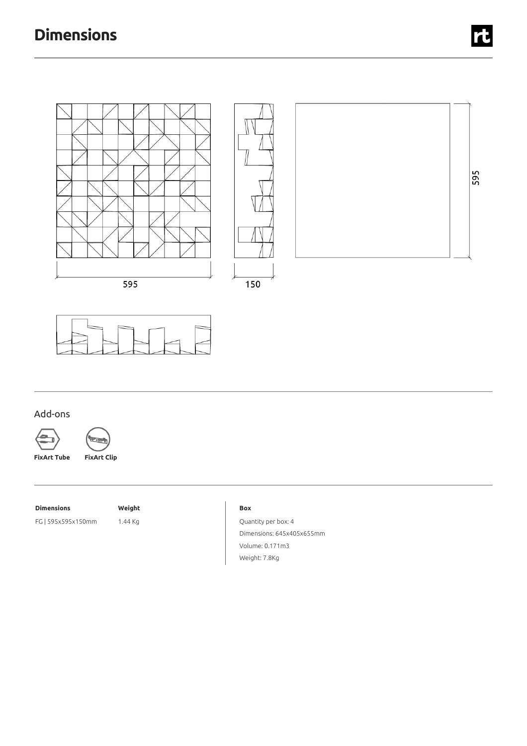# Dimensions

595

150

595

## Add-ons

**FixArt Tube**

**FixArt Clip**

| **Dimensions** | **Weight** |
| --- | --- |
| FG \| 595x595x150mm | 1.44 Kg |

**Box**

Quantity per box: 4

Dimensions: 645x405x655mm

Volume: 0.171m3

Weight: 7.8Kg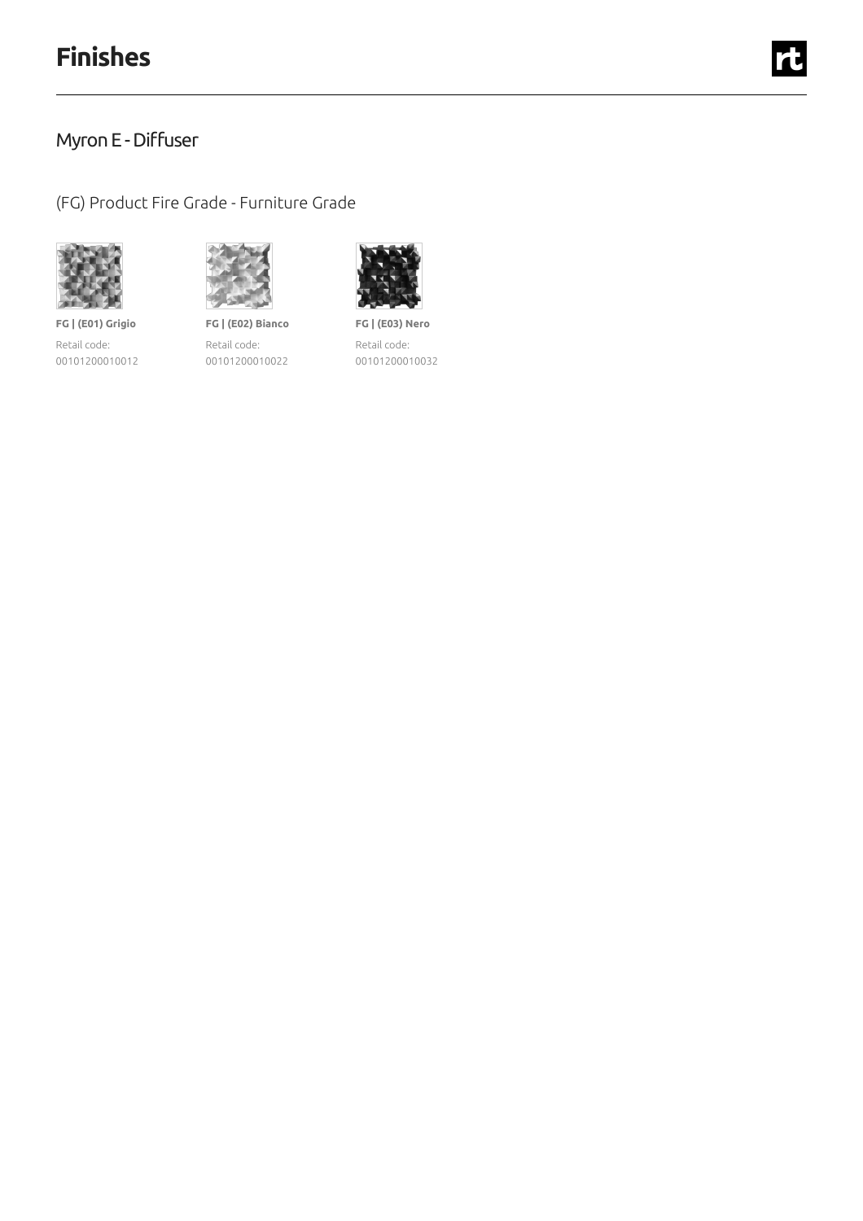# Finishes

## Myron E - Diffuser

### (FG) Product Fire Grade - Furniture Grade

**FG | (E01) Grigio**
Retail code:
00101200010012

**FG | (E02) Bianco**
Retail code:
00101200010022

**FG | (E03) Nero**
Retail code:
00101200010032